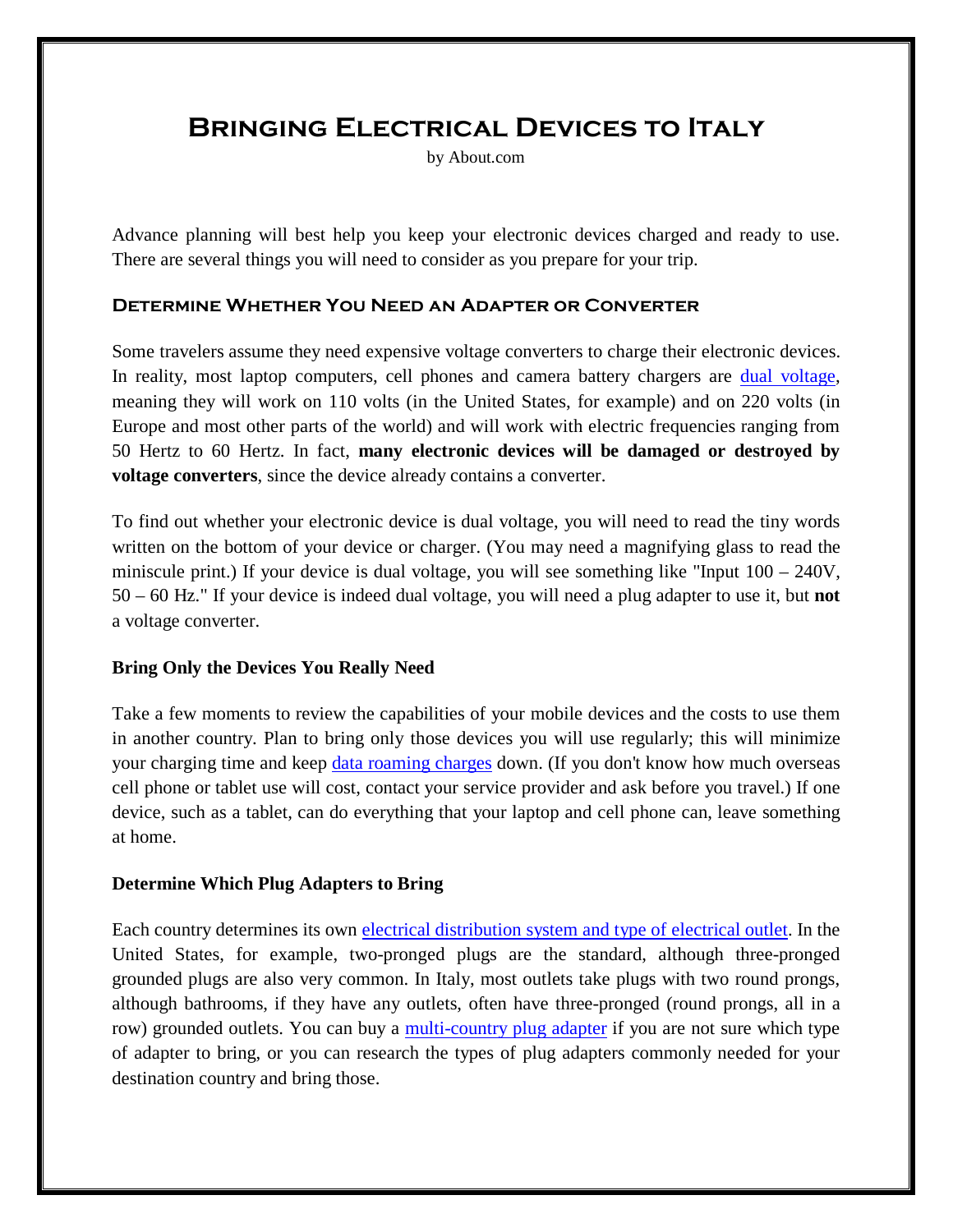# Bringing Electrical Devices to Italy

by About.com

Advance planning will best help you keep your electronic devices charged and ready to use. There are several things you will need to consider as you prepare for your trip.

## Determine Whether You Need an Adapter or Converter

Some travelers assume they need expensive voltage converters to charge their electronic devices. In reality, most laptop computers, cell phones and camera battery chargers are dual voltage, meaning they will work on 110 volts (in the United States, for example) and on 220 volts (in Europe and most other parts of the world) and will work with electric frequencies ranging from 50 Hertz to 60 Hertz. In fact, **many electronic devices will be damaged or destroyed by voltage converters**, since the device already contains a converter.

To find out whether your electronic device is dual voltage, you will need to read the tiny words written on the bottom of your device or charger. (You may need a magnifying glass to read the miniscule print.) If your device is dual voltage, you will see something like "Input 100 – 240V, 50 – 60 Hz." If your device is indeed dual voltage, you will need a plug adapter to use it, but **not** a voltage converter.

### Bring Only the Devices You Really Need

Take a few moments to review the capabilities of your mobile devices and the costs to use them in another country. Plan to bring only those devices you will use regularly; this will minimize your charging time and keep data roaming charges down. (If you don't know how much overseas cell phone or tablet use will cost, contact your service provider and ask before you travel.) If one device, such as a tablet, can do everything that your laptop and cell phone can, leave something at home.

### Determine Which Plug Adapters to Bring

Each country determines its own electrical distribution system and type of electrical outlet. In the United States, for example, two-pronged plugs are the standard, although three-pronged grounded plugs are also very common. In Italy, most outlets take plugs with two round prongs, although bathrooms, if they have any outlets, often have three-pronged (round prongs, all in a row) grounded outlets. You can buy a multi-country plug adapter if you are not sure which type of adapter to bring, or you can research the types of plug adapters commonly needed for your destination country and bring those.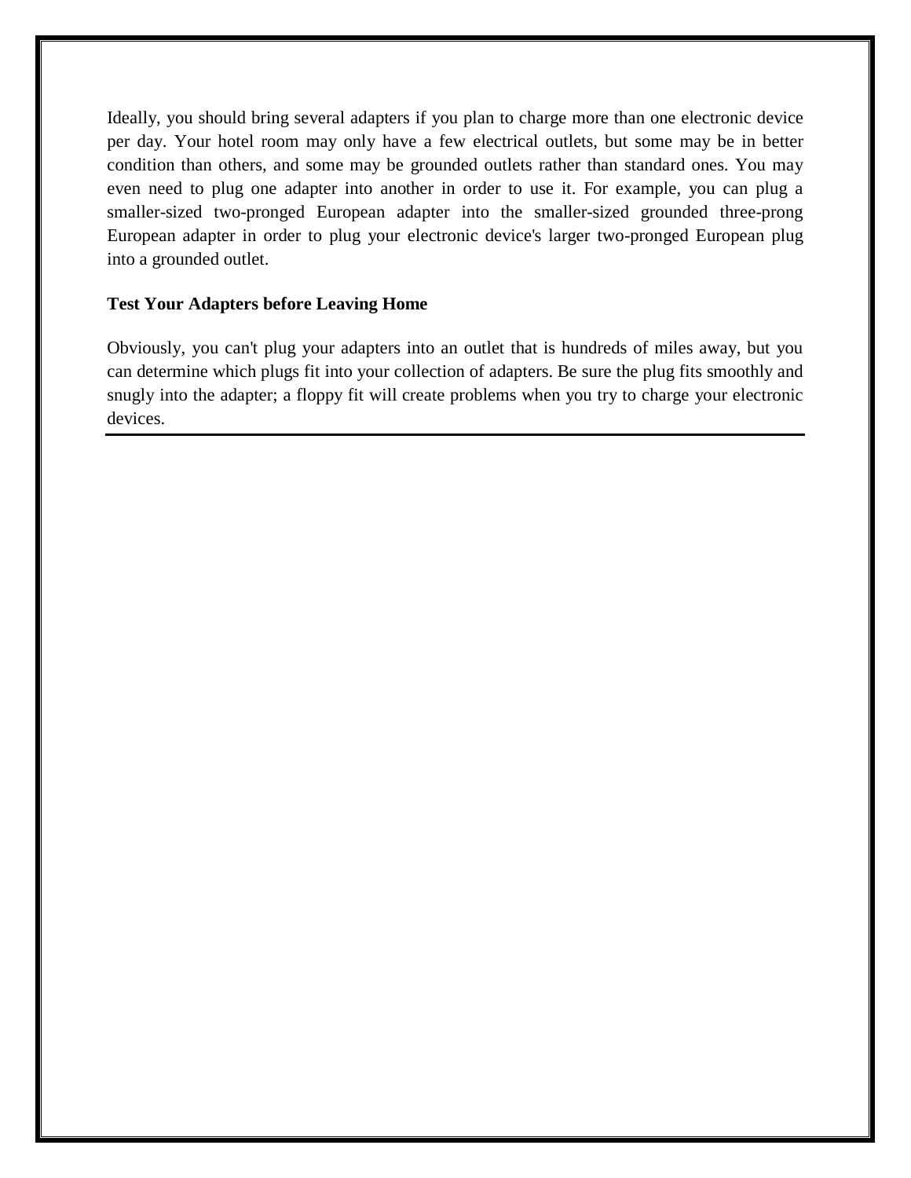Ideally, you should bring several adapters if you plan to charge more than one electronic device per day. Your hotel room may only have a few electrical outlets, but some may be in better condition than others, and some may be grounded outlets rather than standard ones. You may even need to plug one adapter into another in order to use it. For example, you can plug a smaller-sized two-pronged European adapter into the smaller-sized grounded three-prong European adapter in order to plug your electronic device's larger two-pronged European plug into a grounded outlet.

**Test Your Adapters before Leaving Home**

Obviously, you can't plug your adapters into an outlet that is hundreds of miles away, but you can determine which plugs fit into your collection of adapters. Be sure the plug fits smoothly and snugly into the adapter; a floppy fit will create problems when you try to charge your electronic devices.